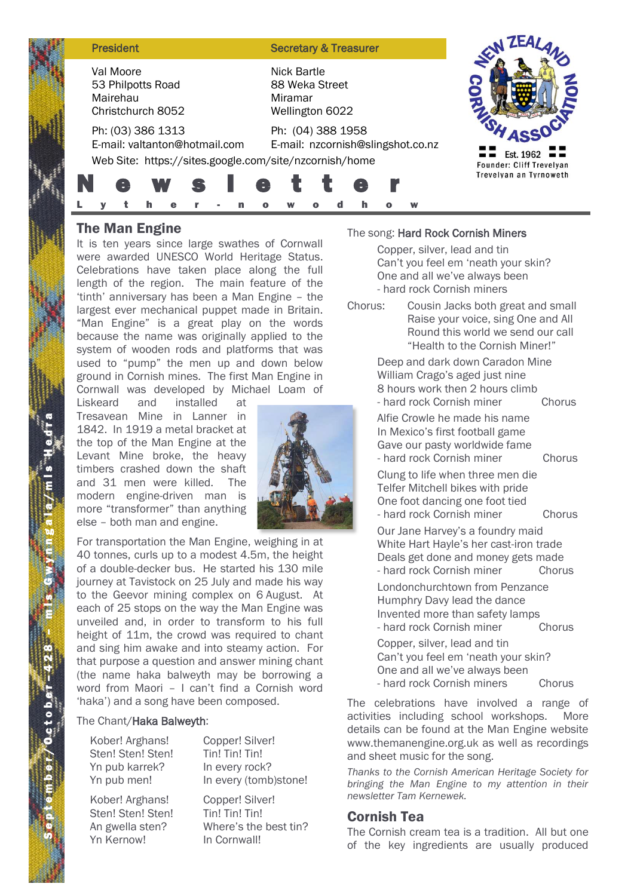| President | Secretary & Treasurer |
|---|---|
| Val Moore | Nick Bartle |
| 53 Philpotts Road | 88 Weka Street |
| Mairehau | Miramar |
| Christchurch 8052 | Wellington 6022 |
| Ph: (03) 386 1313 | Ph: (04) 388 1958 |
| E-mail: valtanton@hotmail.com | E-mail: nzcornish@slingshot.co.nz |

Web Site: https://sites.google.com/site/nzcornish/home

New Zealand Cornish Association
Est. 1962
Founder: Cliff Trevelyan
Trevelyan an Tyrnoweth

# Newsletter

Lyther-nowodhow

September/October – 428 – mis Gwynngala/mis Hedra

## The Man Engine

It is ten years since large swathes of Cornwall were awarded UNESCO World Heritage Status. Celebrations have taken place along the full length of the region. The main feature of the 'tinth' anniversary has been a Man Engine – the largest ever mechanical puppet made in Britain. "Man Engine" is a great play on the words because the name was originally applied to the system of wooden rods and platforms that was used to "pump" the men up and down below ground in Cornish mines. The first Man Engine in Cornwall was developed by Michael Loam of Liskeard and installed at Tresavean Mine in Lanner in 1842. In 1919 a metal bracket at the top of the Man Engine at the Levant Mine broke, the heavy timbers crashed down the shaft and 31 men were killed. The modern engine-driven man is more "transformer" than anything else – both man and engine.

For transportation the Man Engine, weighing in at 40 tonnes, curls up to a modest 4.5m, the height of a double-decker bus. He started his 130 mile journey at Tavistock on 25 July and made his way to the Geevor mining complex on 6 August. At each of 25 stops on the way the Man Engine was unveiled and, in order to transform to his full height of 11m, the crowd was required to chant and sing him awake and into steamy action. For that purpose a question and answer mining chant (the name haka balweyth may be borrowing a word from Maori – I can't find a Cornish word 'haka') and a song have been composed.

The Chant/**Haka Balweyth**:

| | |
|---|---|
| Kober! Arghans! | Copper! Silver! |
| Sten! Sten! Sten! | Tin! Tin! Tin! |
| Yn pub karrek? | In every rock? |
| Yn pub men! | In every (tomb)stone! |
| Kober! Arghans! | Copper! Silver! |
| Sten! Sten! Sten! | Tin! Tin! Tin! |
| An gwella sten? | Where's the best tin? |
| Yn Kernow! | In Cornwall! |

The song: **Hard Rock Cornish Miners**

Copper, silver, lead and tin
Can't you feel em 'neath your skin?
One and all we've always been
- hard rock Cornish miners

Chorus:
Cousin Jacks both great and small
Raise your voice, sing One and All
Round this world we send our call
"Health to the Cornish Miner!"

Deep and dark down Caradon Mine
William Crago's aged just nine
8 hours work then 2 hours climb
- hard rock Cornish miner — Chorus

Alfie Crowle he made his name
In Mexico's first football game
Gave our pasty worldwide fame
- hard rock Cornish miner — Chorus

Clung to life when three men die
Telfer Mitchell bikes with pride
One foot dancing one foot tied
- hard rock Cornish miner — Chorus

Our Jane Harvey's a foundry maid
White Hart Hayle's her cast-iron trade
Deals get done and money gets made
- hard rock Cornish miner — Chorus

Londonchurchtown from Penzance
Humphry Davy lead the dance
Invented more than safety lamps
- hard rock Cornish miner — Chorus

Copper, silver, lead and tin
Can't you feel em 'neath your skin?
One and all we've always been
- hard rock Cornish miners — Chorus

The celebrations have involved a range of activities including school workshops. More details can be found at the Man Engine website www.themanengine.org.uk as well as recordings and sheet music for the song.

*Thanks to the Cornish American Heritage Society for bringing the Man Engine to my attention in their newsletter Tam Kernewek.*

## Cornish Tea

The Cornish cream tea is a tradition. All but one of the key ingredients are usually produced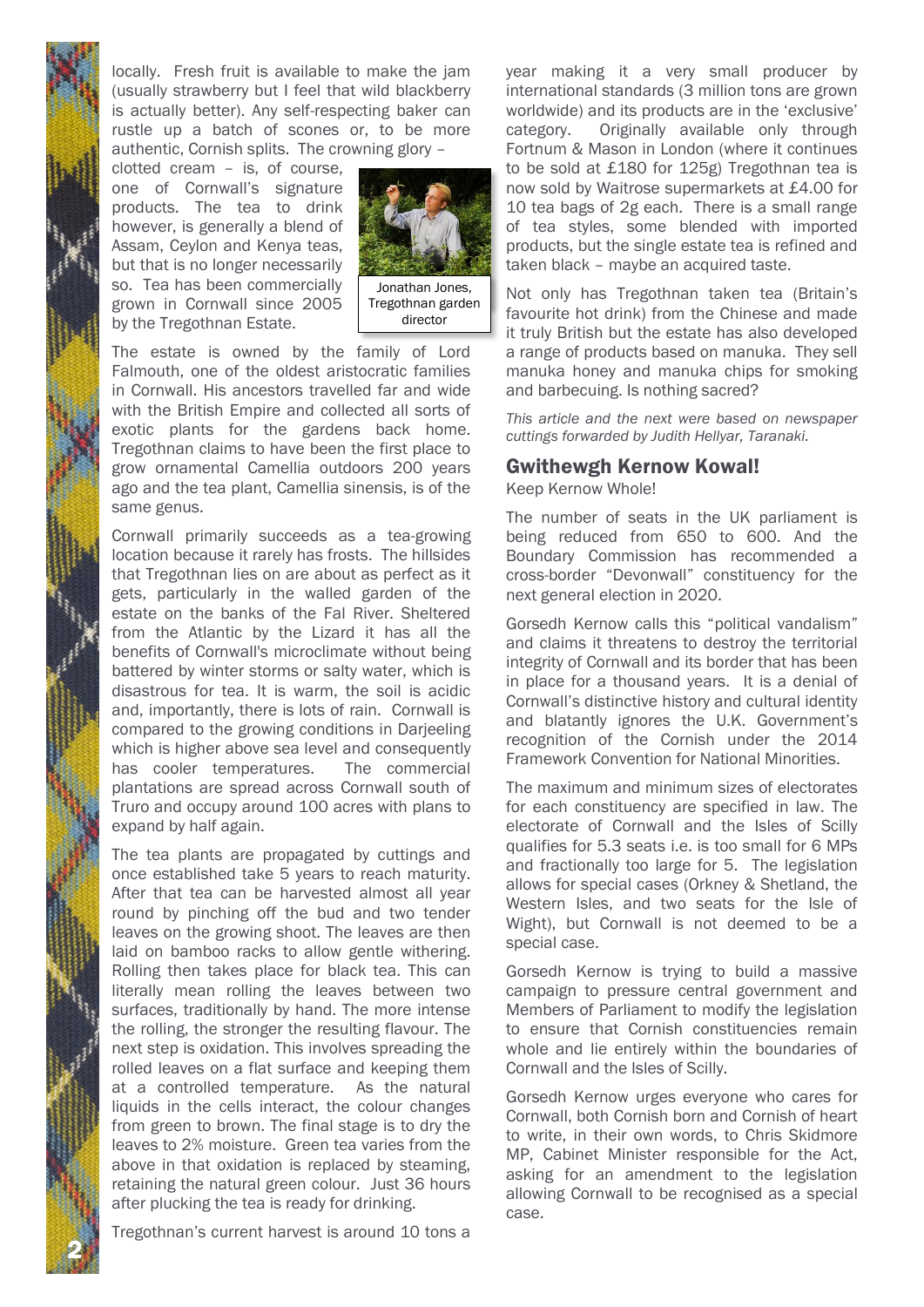locally. Fresh fruit is available to make the jam (usually strawberry but I feel that wild blackberry is actually better). Any self-respecting baker can rustle up a batch of scones or, to be more authentic, Cornish splits. The crowning glory – clotted cream – is, of course, one of Cornwall's signature products. The tea to drink however, is generally a blend of Assam, Ceylon and Kenya teas, but that is no longer necessarily so. Tea has been commercially grown in Cornwall since 2005 by the Tregothnan Estate.

Jonathan Jones, Tregothnan garden director

The estate is owned by the family of Lord Falmouth, one of the oldest aristocratic families in Cornwall. His ancestors travelled far and wide with the British Empire and collected all sorts of exotic plants for the gardens back home. Tregothnan claims to have been the first place to grow ornamental Camellia outdoors 200 years ago and the tea plant, Camellia sinensis, is of the same genus.

Cornwall primarily succeeds as a tea-growing location because it rarely has frosts. The hillsides that Tregothnan lies on are about as perfect as it gets, particularly in the walled garden of the estate on the banks of the Fal River. Sheltered from the Atlantic by the Lizard it has all the benefits of Cornwall's microclimate without being battered by winter storms or salty water, which is disastrous for tea. It is warm, the soil is acidic and, importantly, there is lots of rain. Cornwall is compared to the growing conditions in Darjeeling which is higher above sea level and consequently has cooler temperatures. The commercial plantations are spread across Cornwall south of Truro and occupy around 100 acres with plans to expand by half again.

The tea plants are propagated by cuttings and once established take 5 years to reach maturity. After that tea can be harvested almost all year round by pinching off the bud and two tender leaves on the growing shoot. The leaves are then laid on bamboo racks to allow gentle withering. Rolling then takes place for black tea. This can literally mean rolling the leaves between two surfaces, traditionally by hand. The more intense the rolling, the stronger the resulting flavour. The next step is oxidation. This involves spreading the rolled leaves on a flat surface and keeping them at a controlled temperature. As the natural liquids in the cells interact, the colour changes from green to brown. The final stage is to dry the leaves to 2% moisture. Green tea varies from the above in that oxidation is replaced by steaming, retaining the natural green colour. Just 36 hours after plucking the tea is ready for drinking.

Tregothnan's current harvest is around 10 tons a year making it a very small producer by international standards (3 million tons are grown worldwide) and its products are in the 'exclusive' category. Originally available only through Fortnum & Mason in London (where it continues to be sold at £180 for 125g) Tregothnan tea is now sold by Waitrose supermarkets at £4.00 for 10 tea bags of 2g each. There is a small range of tea styles, some blended with imported products, but the single estate tea is refined and taken black – maybe an acquired taste.

Not only has Tregothnan taken tea (Britain's favourite hot drink) from the Chinese and made it truly British but the estate has also developed a range of products based on manuka. They sell manuka honey and manuka chips for smoking and barbecuing. Is nothing sacred?

*This article and the next were based on newspaper cuttings forwarded by Judith Hellyar, Taranaki.*

## Gwithewgh Kernow Kowal!

Keep Kernow Whole!

The number of seats in the UK parliament is being reduced from 650 to 600. And the Boundary Commission has recommended a cross-border "Devonwall" constituency for the next general election in 2020.

Gorsedh Kernow calls this "political vandalism" and claims it threatens to destroy the territorial integrity of Cornwall and its border that has been in place for a thousand years. It is a denial of Cornwall's distinctive history and cultural identity and blatantly ignores the U.K. Government's recognition of the Cornish under the 2014 Framework Convention for National Minorities.

The maximum and minimum sizes of electorates for each constituency are specified in law. The electorate of Cornwall and the Isles of Scilly qualifies for 5.3 seats i.e. is too small for 6 MPs and fractionally too large for 5. The legislation allows for special cases (Orkney & Shetland, the Western Isles, and two seats for the Isle of Wight), but Cornwall is not deemed to be a special case.

Gorsedh Kernow is trying to build a massive campaign to pressure central government and Members of Parliament to modify the legislation to ensure that Cornish constituencies remain whole and lie entirely within the boundaries of Cornwall and the Isles of Scilly.

Gorsedh Kernow urges everyone who cares for Cornwall, both Cornish born and Cornish of heart to write, in their own words, to Chris Skidmore MP, Cabinet Minister responsible for the Act, asking for an amendment to the legislation allowing Cornwall to be recognised as a special case.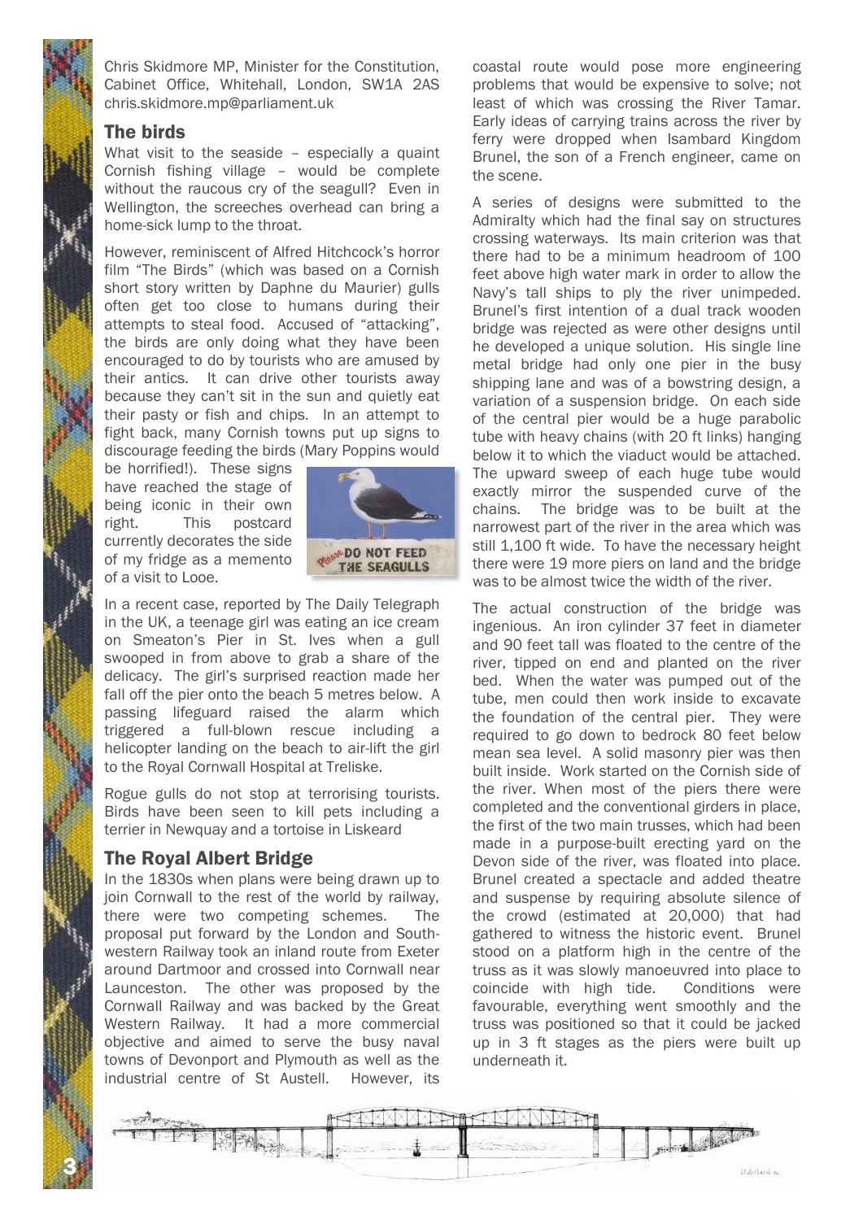Chris Skidmore MP, Minister for the Constitution, Cabinet Office, Whitehall, London, SW1A 2AS chris.skidmore.mp@parliament.uk

## The birds

What visit to the seaside – especially a quaint Cornish fishing village – would be complete without the raucous cry of the seagull? Even in Wellington, the screeches overhead can bring a home-sick lump to the throat.

However, reminiscent of Alfred Hitchcock's horror film "The Birds" (which was based on a Cornish short story written by Daphne du Maurier) gulls often get too close to humans during their attempts to steal food. Accused of "attacking", the birds are only doing what they have been encouraged to do by tourists who are amused by their antics. It can drive other tourists away because they can't sit in the sun and quietly eat their pasty or fish and chips. In an attempt to fight back, many Cornish towns put up signs to discourage feeding the birds (Mary Poppins would be horrified!). These signs have reached the stage of being iconic in their own right. This postcard currently decorates the side of my fridge as a memento of a visit to Looe.

In a recent case, reported by The Daily Telegraph in the UK, a teenage girl was eating an ice cream on Smeaton's Pier in St. Ives when a gull swooped in from above to grab a share of the delicacy. The girl's surprised reaction made her fall off the pier onto the beach 5 metres below. A passing lifeguard raised the alarm which triggered a full-blown rescue including a helicopter landing on the beach to air-lift the girl to the Royal Cornwall Hospital at Treliske.

Rogue gulls do not stop at terrorising tourists. Birds have been seen to kill pets including a terrier in Newquay and a tortoise in Liskeard

## The Royal Albert Bridge

In the 1830s when plans were being drawn up to join Cornwall to the rest of the world by railway, there were two competing schemes. The proposal put forward by the London and South-western Railway took an inland route from Exeter around Dartmoor and crossed into Cornwall near Launceston. The other was proposed by the Cornwall Railway and was backed by the Great Western Railway. It had a more commercial objective and aimed to serve the busy naval towns of Devonport and Plymouth as well as the industrial centre of St Austell. However, its coastal route would pose more engineering problems that would be expensive to solve; not least of which was crossing the River Tamar. Early ideas of carrying trains across the river by ferry were dropped when Isambard Kingdom Brunel, the son of a French engineer, came on the scene.

A series of designs were submitted to the Admiralty which had the final say on structures crossing waterways. Its main criterion was that there had to be a minimum headroom of 100 feet above high water mark in order to allow the Navy's tall ships to ply the river unimpeded. Brunel's first intention of a dual track wooden bridge was rejected as were other designs until he developed a unique solution. His single line metal bridge had only one pier in the busy shipping lane and was of a bowstring design, a variation of a suspension bridge. On each side of the central pier would be a huge parabolic tube with heavy chains (with 20 ft links) hanging below it to which the viaduct would be attached. The upward sweep of each huge tube would exactly mirror the suspended curve of the chains. The bridge was to be built at the narrowest part of the river in the area which was still 1,100 ft wide. To have the necessary height there were 19 more piers on land and the bridge was to be almost twice the width of the river.

The actual construction of the bridge was ingenious. An iron cylinder 37 feet in diameter and 90 feet tall was floated to the centre of the river, tipped on end and planted on the river bed. When the water was pumped out of the tube, men could then work inside to excavate the foundation of the central pier. They were required to go down to bedrock 80 feet below mean sea level. A solid masonry pier was then built inside. Work started on the Cornish side of the river. When most of the piers there were completed and the conventional girders in place, the first of the two main trusses, which had been made in a purpose-built erecting yard on the Devon side of the river, was floated into place. Brunel created a spectacle and added theatre and suspense by requiring absolute silence of the crowd (estimated at 20,000) that had gathered to witness the historic event. Brunel stood on a platform high in the centre of the truss as it was slowly manoeuvred into place to coincide with high tide. Conditions were favourable, everything went smoothly and the truss was positioned so that it could be jacked up in 3 ft stages as the piers were built up underneath it.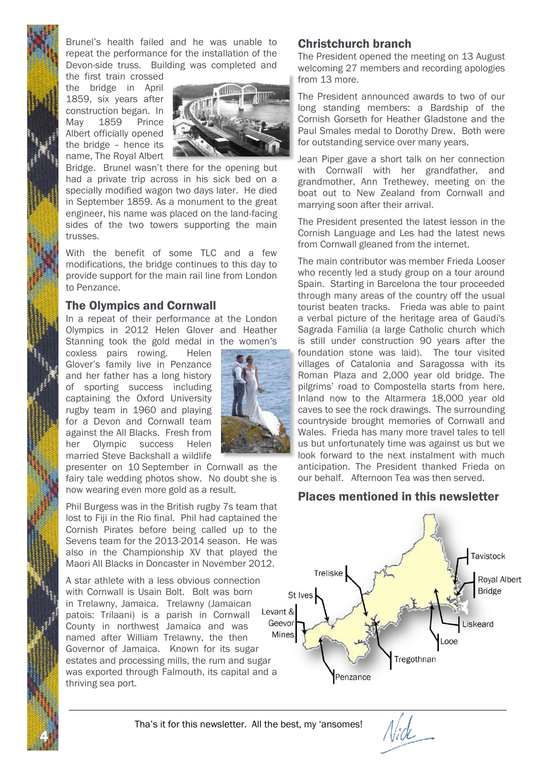Brunel's health failed and he was unable to repeat the performance for the installation of the Devon-side truss. Building was completed and the first train crossed the bridge in April 1859, six years after construction began. In May 1859 Prince Albert officially opened the bridge – hence its name, The Royal Albert Bridge. Brunel wasn't there for the opening but had a private trip across in his sick bed on a specially modified wagon two days later. He died in September 1859. As a monument to the great engineer, his name was placed on the land-facing sides of the two towers supporting the main trusses.

With the benefit of some TLC and a few modifications, the bridge continues to this day to provide support for the main rail line from London to Penzance.

## The Olympics and Cornwall

In a repeat of their performance at the London Olympics in 2012 Helen Glover and Heather Stanning took the gold medal in the women's coxless pairs rowing. Helen Glover's family live in Penzance and her father has a long history of sporting success including captaining the Oxford University rugby team in 1960 and playing for a Devon and Cornwall team against the All Blacks. Fresh from her Olympic success Helen married Steve Backshall a wildlife presenter on 10 September in Cornwall as the fairy tale wedding photos show. No doubt she is now wearing even more gold as a result.

Phil Burgess was in the British rugby 7s team that lost to Fiji in the Rio final. Phil had captained the Cornish Pirates before being called up to the Sevens team for the 2013-2014 season. He was also in the Championship XV that played the Maori All Blacks in Doncaster in November 2012.

A star athlete with a less obvious connection with Cornwall is Usain Bolt. Bolt was born in Trelawny, Jamaica. Trelawny (Jamaican patois: Trilaani) is a parish in Cornwall County in northwest Jamaica and was named after William Trelawny, the then Governor of Jamaica. Known for its sugar estates and processing mills, the rum and sugar was exported through Falmouth, its capital and a thriving sea port.

## Christchurch branch

The President opened the meeting on 13 August welcoming 27 members and recording apologies from 13 more.

The President announced awards to two of our long standing members: a Bardship of the Cornish Gorseth for Heather Gladstone and the Paul Smales medal to Dorothy Drew. Both were for outstanding service over many years.

Jean Piper gave a short talk on her connection with Cornwall with her grandfather, and grandmother, Ann Trethewey, meeting on the boat out to New Zealand from Cornwall and marrying soon after their arrival.

The President presented the latest lesson in the Cornish Language and Les had the latest news from Cornwall gleaned from the internet.

The main contributor was member Frieda Looser who recently led a study group on a tour around Spain. Starting in Barcelona the tour proceeded through many areas of the country off the usual tourist beaten tracks. Frieda was able to paint a verbal picture of the heritage area of Gaudi's Sagrada Familia (a large Catholic church which is still under construction 90 years after the foundation stone was laid). The tour visited villages of Catalonia and Saragossa with its Roman Plaza and 2,000 year old bridge. The pilgrims' road to Compostella starts from here. Inland now to the Altarmera 18,000 year old caves to see the rock drawings. The surrounding countryside brought memories of Cornwall and Wales. Frieda has many more travel tales to tell us but unfortunately time was against us but we look forward to the next instalment with much anticipation. The President thanked Frieda on our behalf. Afternoon Tea was then served.

## Places mentioned in this newsletter

Tavistock
Royal Albert Bridge
Treliske
St Ives
Levant & Geevor Mines
Liskeard
Looe
Tregothnan
Penzance

---

Tha's it for this newsletter. All the best, my 'ansomes!

Nick